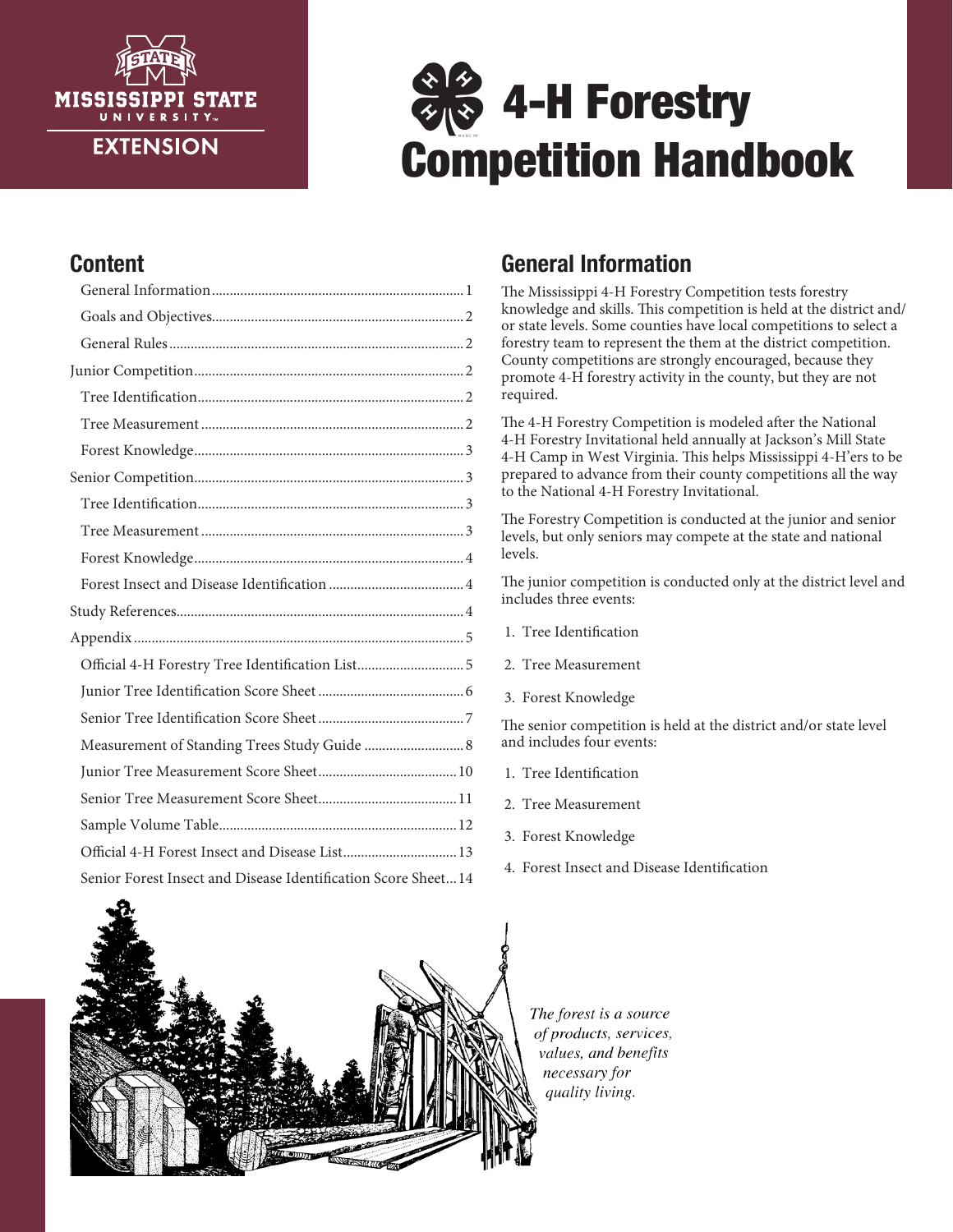Mississippi State University Extension

# 4-H Forestry Competition Handbook

## Content

- General Information ... 1
- Goals and Objectives ... 2
- General Rules ... 2
- Junior Competition ... 2
  - Tree Identification ... 2
  - Tree Measurement ... 2
  - Forest Knowledge ... 3
- Senior Competition ... 3
  - Tree Identification ... 3
  - Tree Measurement ... 3
  - Forest Knowledge ... 4
  - Forest Insect and Disease Identification ... 4
- Study References ... 4
- Appendix ... 5
  - Official 4-H Forestry Tree Identification List ... 5
  - Junior Tree Identification Score Sheet ... 6
  - Senior Tree Identification Score Sheet ... 7
  - Measurement of Standing Trees Study Guide ... 8
  - Junior Tree Measurement Score Sheet ... 10
  - Senior Tree Measurement Score Sheet ... 11
  - Sample Volume Table ... 12
  - Official 4-H Forest Insect and Disease List ... 13
  - Senior Forest Insect and Disease Identification Score Sheet ... 14

## General Information

The Mississippi 4-H Forestry Competition tests forestry knowledge and skills. This competition is held at the district and/or state levels. Some counties have local competitions to select a forestry team to represent the them at the district competition. County competitions are strongly encouraged, because they promote 4-H forestry activity in the county, but they are not required.

The 4-H Forestry Competition is modeled after the National 4-H Forestry Invitational held annually at Jackson's Mill State 4-H Camp in West Virginia. This helps Mississippi 4-H'ers to be prepared to advance from their county competitions all the way to the National 4-H Forestry Invitational.

The Forestry Competition is conducted at the junior and senior levels, but only seniors may compete at the state and national levels.

The junior competition is conducted only at the district level and includes three events:

1. Tree Identification
2. Tree Measurement
3. Forest Knowledge

The senior competition is held at the district and/or state level and includes four events:

1. Tree Identification
2. Tree Measurement
3. Forest Knowledge
4. Forest Insect and Disease Identification

*The forest is a source of products, services, values, and benefits necessary for quality living.*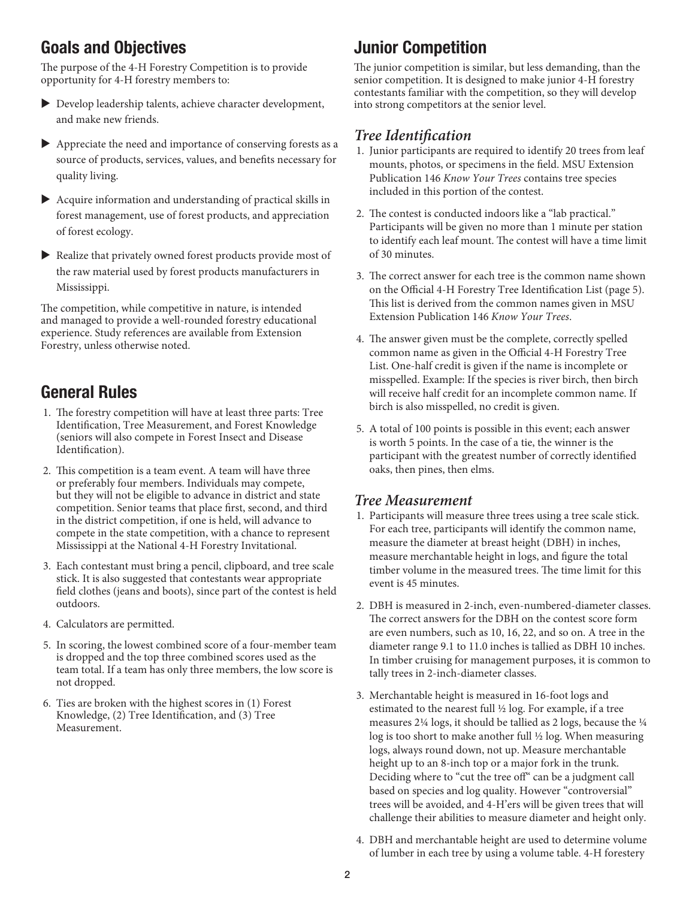## Goals and Objectives

The purpose of the 4-H Forestry Competition is to provide opportunity for 4-H forestry members to:

- Develop leadership talents, achieve character development, and make new friends.
- Appreciate the need and importance of conserving forests as a source of products, services, values, and benefits necessary for quality living.
- Acquire information and understanding of practical skills in forest management, use of forest products, and appreciation of forest ecology.
- Realize that privately owned forest products provide most of the raw material used by forest products manufacturers in Mississippi.

The competition, while competitive in nature, is intended and managed to provide a well-rounded forestry educational experience. Study references are available from Extension Forestry, unless otherwise noted.

## General Rules

1. The forestry competition will have at least three parts: Tree Identification, Tree Measurement, and Forest Knowledge (seniors will also compete in Forest Insect and Disease Identification).
2. This competition is a team event. A team will have three or preferably four members. Individuals may compete, but they will not be eligible to advance in district and state competition. Senior teams that place first, second, and third in the district competition, if one is held, will advance to compete in the state competition, with a chance to represent Mississippi at the National 4-H Forestry Invitational.
3. Each contestant must bring a pencil, clipboard, and tree scale stick. It is also suggested that contestants wear appropriate field clothes (jeans and boots), since part of the contest is held outdoors.
4. Calculators are permitted.
5. In scoring, the lowest combined score of a four-member team is dropped and the top three combined scores used as the team total. If a team has only three members, the low score is not dropped.
6. Ties are broken with the highest scores in (1) Forest Knowledge, (2) Tree Identification, and (3) Tree Measurement.

## Junior Competition

The junior competition is similar, but less demanding, than the senior competition. It is designed to make junior 4-H forestry contestants familiar with the competition, so they will develop into strong competitors at the senior level.

### *Tree Identification*

1. Junior participants are required to identify 20 trees from leaf mounts, photos, or specimens in the field. MSU Extension Publication 146 *Know Your Trees* contains tree species included in this portion of the contest.
2. The contest is conducted indoors like a "lab practical." Participants will be given no more than 1 minute per station to identify each leaf mount. The contest will have a time limit of 30 minutes.
3. The correct answer for each tree is the common name shown on the Official 4-H Forestry Tree Identification List (page 5). This list is derived from the common names given in MSU Extension Publication 146 *Know Your Trees*.
4. The answer given must be the complete, correctly spelled common name as given in the Official 4-H Forestry Tree List. One-half credit is given if the name is incomplete or misspelled. Example: If the species is river birch, then birch will receive half credit for an incomplete common name. If birch is also misspelled, no credit is given.
5. A total of 100 points is possible in this event; each answer is worth 5 points. In the case of a tie, the winner is the participant with the greatest number of correctly identified oaks, then pines, then elms.

### *Tree Measurement*

1. Participants will measure three trees using a tree scale stick. For each tree, participants will identify the common name, measure the diameter at breast height (DBH) in inches, measure merchantable height in logs, and figure the total timber volume in the measured trees. The time limit for this event is 45 minutes.
2. DBH is measured in 2-inch, even-numbered-diameter classes. The correct answers for the DBH on the contest score form are even numbers, such as 10, 16, 22, and so on. A tree in the diameter range 9.1 to 11.0 inches is tallied as DBH 10 inches. In timber cruising for management purposes, it is common to tally trees in 2-inch-diameter classes.
3. Merchantable height is measured in 16-foot logs and estimated to the nearest full ½ log. For example, if a tree measures 2¼ logs, it should be tallied as 2 logs, because the ¼ log is too short to make another full ½ log. When measuring logs, always round down, not up. Measure merchantable height up to an 8-inch top or a major fork in the trunk. Deciding where to "cut the tree off" can be a judgment call based on species and log quality. However "controversial" trees will be avoided, and 4-H'ers will be given trees that will challenge their abilities to measure diameter and height only.
4. DBH and merchantable height are used to determine volume of lumber in each tree by using a volume table. 4-H forestery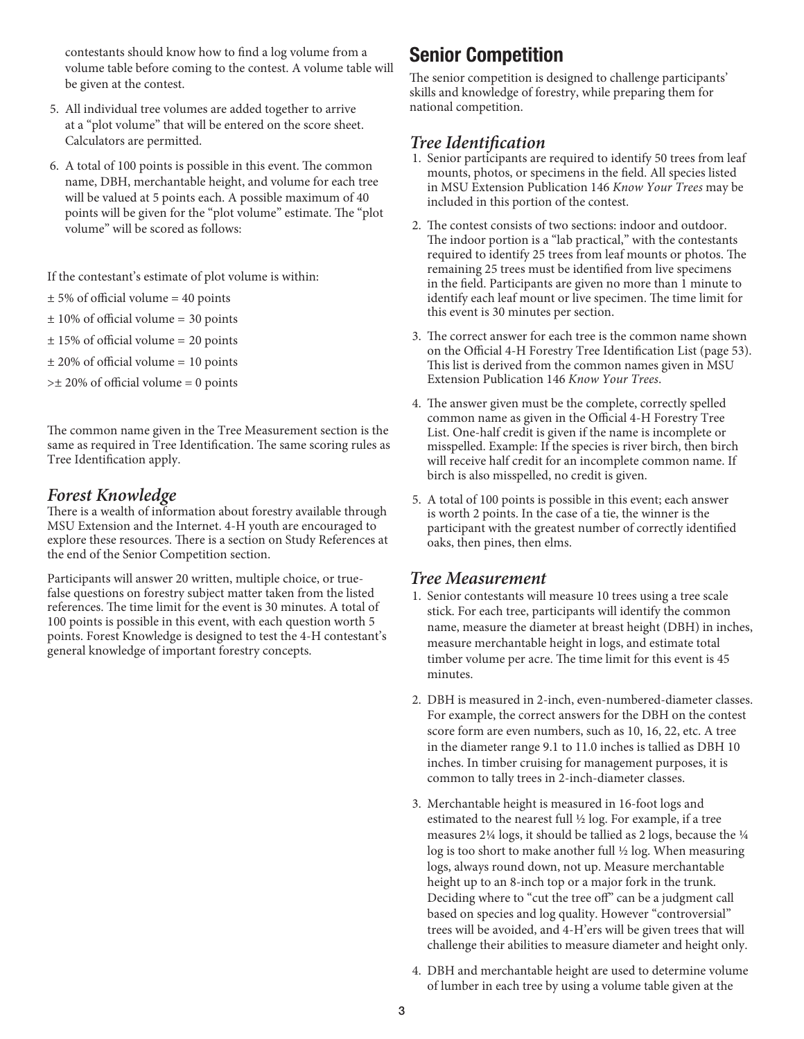contestants should know how to find a log volume from a volume table before coming to the contest. A volume table will be given at the contest.

5. All individual tree volumes are added together to arrive at a "plot volume" that will be entered on the score sheet. Calculators are permitted.
6. A total of 100 points is possible in this event. The common name, DBH, merchantable height, and volume for each tree will be valued at 5 points each. A possible maximum of 40 points will be given for the "plot volume" estimate. The "plot volume" will be scored as follows:

If the contestant's estimate of plot volume is within:

± 5% of official volume = 40 points

± 10% of official volume = 30 points

± 15% of official volume = 20 points

± 20% of official volume = 10 points

>± 20% of official volume = 0 points

The common name given in the Tree Measurement section is the same as required in Tree Identification. The same scoring rules as Tree Identification apply.

### *Forest Knowledge*

There is a wealth of information about forestry available through MSU Extension and the Internet. 4-H youth are encouraged to explore these resources. There is a section on Study References at the end of the Senior Competition section.

Participants will answer 20 written, multiple choice, or true-false questions on forestry subject matter taken from the listed references. The time limit for the event is 30 minutes. A total of 100 points is possible in this event, with each question worth 5 points. Forest Knowledge is designed to test the 4-H contestant's general knowledge of important forestry concepts.

## Senior Competition

The senior competition is designed to challenge participants' skills and knowledge of forestry, while preparing them for national competition.

### *Tree Identification*

1. Senior participants are required to identify 50 trees from leaf mounts, photos, or specimens in the field. All species listed in MSU Extension Publication 146 *Know Your Trees* may be included in this portion of the contest.
2. The contest consists of two sections: indoor and outdoor. The indoor portion is a "lab practical," with the contestants required to identify 25 trees from leaf mounts or photos. The remaining 25 trees must be identified from live specimens in the field. Participants are given no more than 1 minute to identify each leaf mount or live specimen. The time limit for this event is 30 minutes per section.
3. The correct answer for each tree is the common name shown on the Official 4-H Forestry Tree Identification List (page 53). This list is derived from the common names given in MSU Extension Publication 146 *Know Your Trees*.
4. The answer given must be the complete, correctly spelled common name as given in the Official 4-H Forestry Tree List. One-half credit is given if the name is incomplete or misspelled. Example: If the species is river birch, then birch will receive half credit for an incomplete common name. If birch is also misspelled, no credit is given.
5. A total of 100 points is possible in this event; each answer is worth 2 points. In the case of a tie, the winner is the participant with the greatest number of correctly identified oaks, then pines, then elms.

### *Tree Measurement*

1. Senior contestants will measure 10 trees using a tree scale stick. For each tree, participants will identify the common name, measure the diameter at breast height (DBH) in inches, measure merchantable height in logs, and estimate total timber volume per acre. The time limit for this event is 45 minutes.
2. DBH is measured in 2-inch, even-numbered-diameter classes. For example, the correct answers for the DBH on the contest score form are even numbers, such as 10, 16, 22, etc. A tree in the diameter range 9.1 to 11.0 inches is tallied as DBH 10 inches. In timber cruising for management purposes, it is common to tally trees in 2-inch-diameter classes.
3. Merchantable height is measured in 16-foot logs and estimated to the nearest full ½ log. For example, if a tree measures 2¼ logs, it should be tallied as 2 logs, because the ¼ log is too short to make another full ½ log. When measuring logs, always round down, not up. Measure merchantable height up to an 8-inch top or a major fork in the trunk. Deciding where to "cut the tree off" can be a judgment call based on species and log quality. However "controversial" trees will be avoided, and 4-H'ers will be given trees that will challenge their abilities to measure diameter and height only.
4. DBH and merchantable height are used to determine volume of lumber in each tree by using a volume table given at the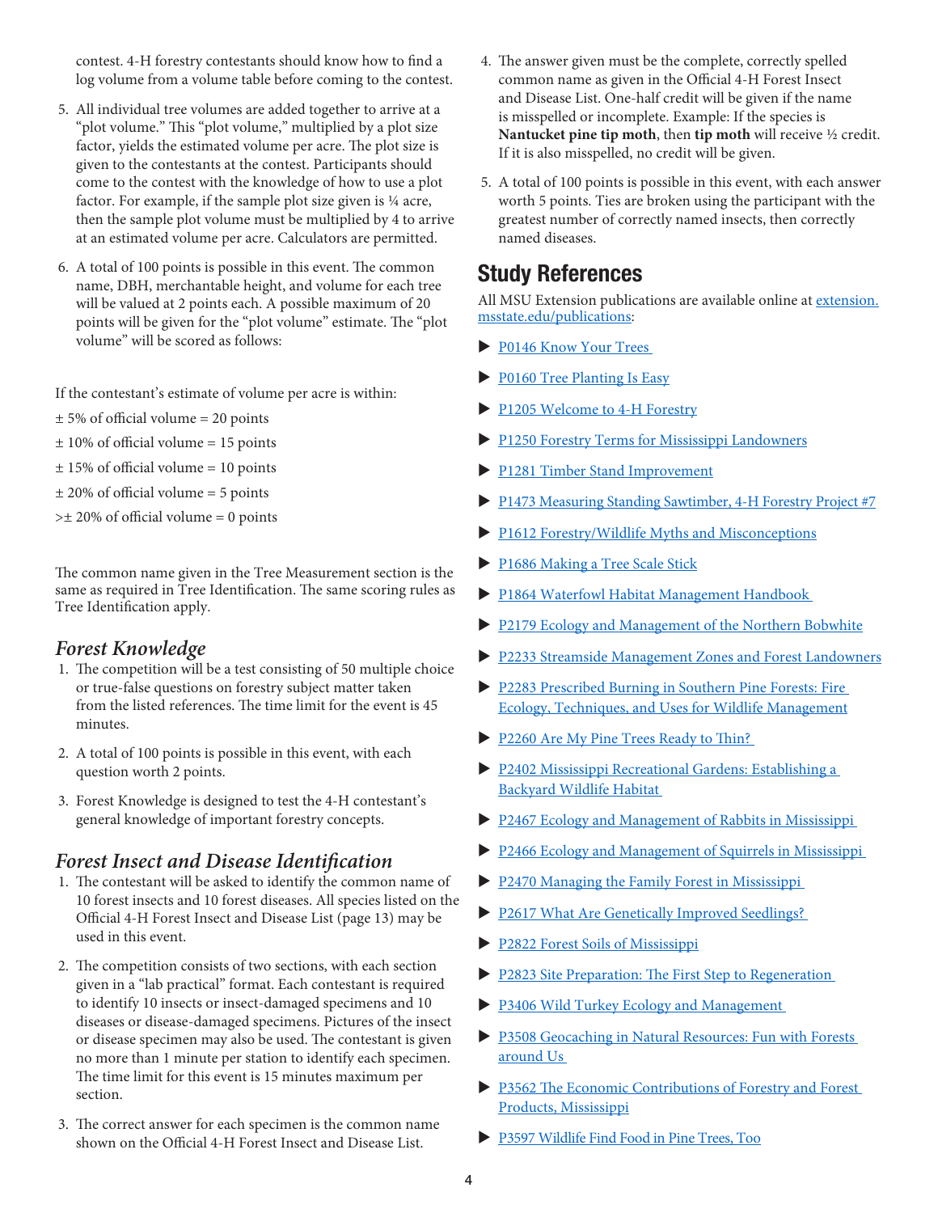contest. 4-H forestry contestants should know how to find a log volume from a volume table before coming to the contest.

5. All individual tree volumes are added together to arrive at a "plot volume." This "plot volume," multiplied by a plot size factor, yields the estimated volume per acre. The plot size is given to the contestants at the contest. Participants should come to the contest with the knowledge of how to use a plot factor. For example, if the sample plot size given is ¼ acre, then the sample plot volume must be multiplied by 4 to arrive at an estimated volume per acre. Calculators are permitted.

6. A total of 100 points is possible in this event. The common name, DBH, merchantable height, and volume for each tree will be valued at 2 points each. A possible maximum of 20 points will be given for the "plot volume" estimate. The "plot volume" will be scored as follows:

If the contestant's estimate of volume per acre is within:

± 5% of official volume = 20 points

± 10% of official volume = 15 points

± 15% of official volume = 10 points

± 20% of official volume = 5 points

>± 20% of official volume = 0 points

The common name given in the Tree Measurement section is the same as required in Tree Identification. The same scoring rules as Tree Identification apply.

### *Forest Knowledge*

1. The competition will be a test consisting of 50 multiple choice or true-false questions on forestry subject matter taken from the listed references. The time limit for the event is 45 minutes.

2. A total of 100 points is possible in this event, with each question worth 2 points.

3. Forest Knowledge is designed to test the 4-H contestant's general knowledge of important forestry concepts.

### *Forest Insect and Disease Identification*

1. The contestant will be asked to identify the common name of 10 forest insects and 10 forest diseases. All species listed on the Official 4-H Forest Insect and Disease List (page 13) may be used in this event.

2. The competition consists of two sections, with each section given in a "lab practical" format. Each contestant is required to identify 10 insects or insect-damaged specimens and 10 diseases or disease-damaged specimens. Pictures of the insect or disease specimen may also be used. The contestant is given no more than 1 minute per station to identify each specimen. The time limit for this event is 15 minutes maximum per section.

3. The correct answer for each specimen is the common name shown on the Official 4-H Forest Insect and Disease List.

4. The answer given must be the complete, correctly spelled common name as given in the Official 4-H Forest Insect and Disease List. One-half credit will be given if the name is misspelled or incomplete. Example: If the species is **Nantucket pine tip moth**, then **tip moth** will receive ½ credit. If it is also misspelled, no credit will be given.

5. A total of 100 points is possible in this event, with each answer worth 5 points. Ties are broken using the participant with the greatest number of correctly named insects, then correctly named diseases.

## Study References

All MSU Extension publications are available online at extension.msstate.edu/publications:

- P0146 Know Your Trees
- P0160 Tree Planting Is Easy
- P1205 Welcome to 4-H Forestry
- P1250 Forestry Terms for Mississippi Landowners
- P1281 Timber Stand Improvement
- P1473 Measuring Standing Sawtimber, 4-H Forestry Project #7
- P1612 Forestry/Wildlife Myths and Misconceptions
- P1686 Making a Tree Scale Stick
- P1864 Waterfowl Habitat Management Handbook
- P2179 Ecology and Management of the Northern Bobwhite
- P2233 Streamside Management Zones and Forest Landowners
- P2283 Prescribed Burning in Southern Pine Forests: Fire Ecology, Techniques, and Uses for Wildlife Management
- P2260 Are My Pine Trees Ready to Thin?
- P2402 Mississippi Recreational Gardens: Establishing a Backyard Wildlife Habitat
- P2467 Ecology and Management of Rabbits in Mississippi
- P2466 Ecology and Management of Squirrels in Mississippi
- P2470 Managing the Family Forest in Mississippi
- P2617 What Are Genetically Improved Seedlings?
- P2822 Forest Soils of Mississippi
- P2823 Site Preparation: The First Step to Regeneration
- P3406 Wild Turkey Ecology and Management
- P3508 Geocaching in Natural Resources: Fun with Forests around Us
- P3562 The Economic Contributions of Forestry and Forest Products, Mississippi
- P3597 Wildlife Find Food in Pine Trees, Too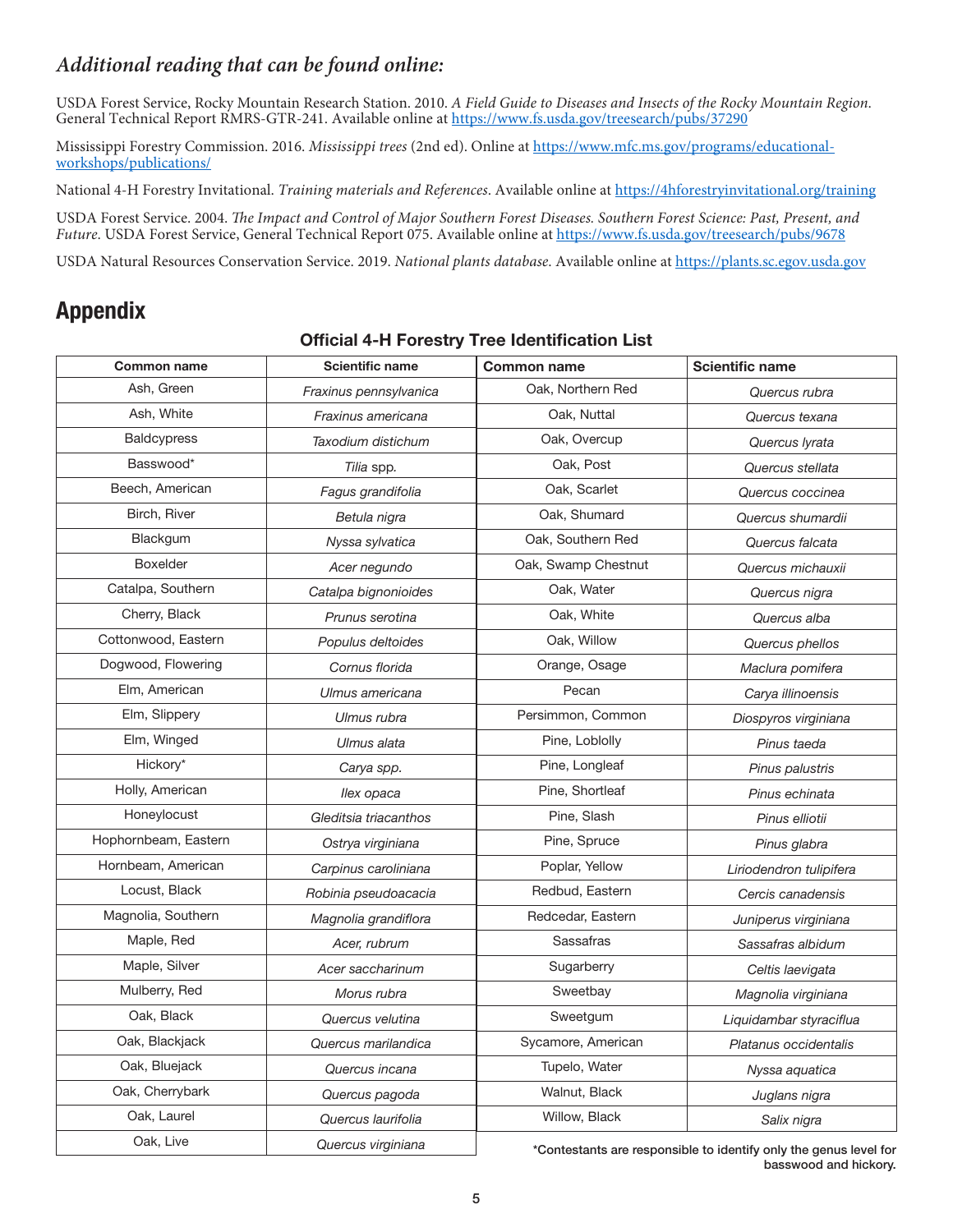### *Additional reading that can be found online:*

USDA Forest Service, Rocky Mountain Research Station. 2010. *A Field Guide to Diseases and Insects of the Rocky Mountain Region*. General Technical Report RMRS-GTR-241. Available online at https://www.fs.usda.gov/treesearch/pubs/37290

Mississippi Forestry Commission. 2016. *Mississippi trees* (2nd ed). Online at https://www.mfc.ms.gov/programs/educational-workshops/publications/

National 4-H Forestry Invitational. *Training materials and References*. Available online at https://4hforestryinvitational.org/training

USDA Forest Service. 2004. *The Impact and Control of Major Southern Forest Diseases. Southern Forest Science: Past, Present, and Future*. USDA Forest Service, General Technical Report 075. Available online at https://www.fs.usda.gov/treesearch/pubs/9678

USDA Natural Resources Conservation Service. 2019. *National plants database*. Available online at https://plants.sc.egov.usda.gov

## Appendix

**Official 4-H Forestry Tree Identification List**

| Common name | Scientific name | Common name | Scientific name |
|---|---|---|---|
| Ash, Green | *Fraxinus pennsylvanica* | Oak, Northern Red | *Quercus rubra* |
| Ash, White | *Fraxinus americana* | Oak, Nuttal | *Quercus texana* |
| Baldcypress | *Taxodium distichum* | Oak, Overcup | *Quercus lyrata* |
| Basswood* | *Tilia* spp. | Oak, Post | *Quercus stellata* |
| Beech, American | *Fagus grandifolia* | Oak, Scarlet | *Quercus coccinea* |
| Birch, River | *Betula nigra* | Oak, Shumard | *Quercus shumardii* |
| Blackgum | *Nyssa sylvatica* | Oak, Southern Red | *Quercus falcata* |
| Boxelder | *Acer negundo* | Oak, Swamp Chestnut | *Quercus michauxii* |
| Catalpa, Southern | *Catalpa bignonioides* | Oak, Water | *Quercus nigra* |
| Cherry, Black | *Prunus serotina* | Oak, White | *Quercus alba* |
| Cottonwood, Eastern | *Populus deltoides* | Oak, Willow | *Quercus phellos* |
| Dogwood, Flowering | *Cornus florida* | Orange, Osage | *Maclura pomifera* |
| Elm, American | *Ulmus americana* | Pecan | *Carya illinoensis* |
| Elm, Slippery | *Ulmus rubra* | Persimmon, Common | *Diospyros virginiana* |
| Elm, Winged | *Ulmus alata* | Pine, Loblolly | *Pinus taeda* |
| Hickory* | *Carya spp.* | Pine, Longleaf | *Pinus palustris* |
| Holly, American | *Ilex opaca* | Pine, Shortleaf | *Pinus echinata* |
| Honeylocust | *Gleditsia triacanthos* | Pine, Slash | *Pinus elliotii* |
| Hophornbeam, Eastern | *Ostrya virginiana* | Pine, Spruce | *Pinus glabra* |
| Hornbeam, American | *Carpinus caroliniana* | Poplar, Yellow | *Liriodendron tulipifera* |
| Locust, Black | *Robinia pseudoacacia* | Redbud, Eastern | *Cercis canadensis* |
| Magnolia, Southern | *Magnolia grandiflora* | Redcedar, Eastern | *Juniperus virginiana* |
| Maple, Red | *Acer, rubrum* | Sassafras | *Sassafras albidum* |
| Maple, Silver | *Acer saccharinum* | Sugarberry | *Celtis laevigata* |
| Mulberry, Red | *Morus rubra* | Sweetbay | *Magnolia virginiana* |
| Oak, Black | *Quercus velutina* | Sweetgum | *Liquidambar styraciflua* |
| Oak, Blackjack | *Quercus marilandica* | Sycamore, American | *Platanus occidentalis* |
| Oak, Bluejack | *Quercus incana* | Tupelo, Water | *Nyssa aquatica* |
| Oak, Cherrybark | *Quercus pagoda* | Walnut, Black | *Juglans nigra* |
| Oak, Laurel | *Quercus laurifolia* | Willow, Black | *Salix nigra* |
| Oak, Live | *Quercus virginiana* | | |

**\*Contestants are responsible to identify only the genus level for basswood and hickory.**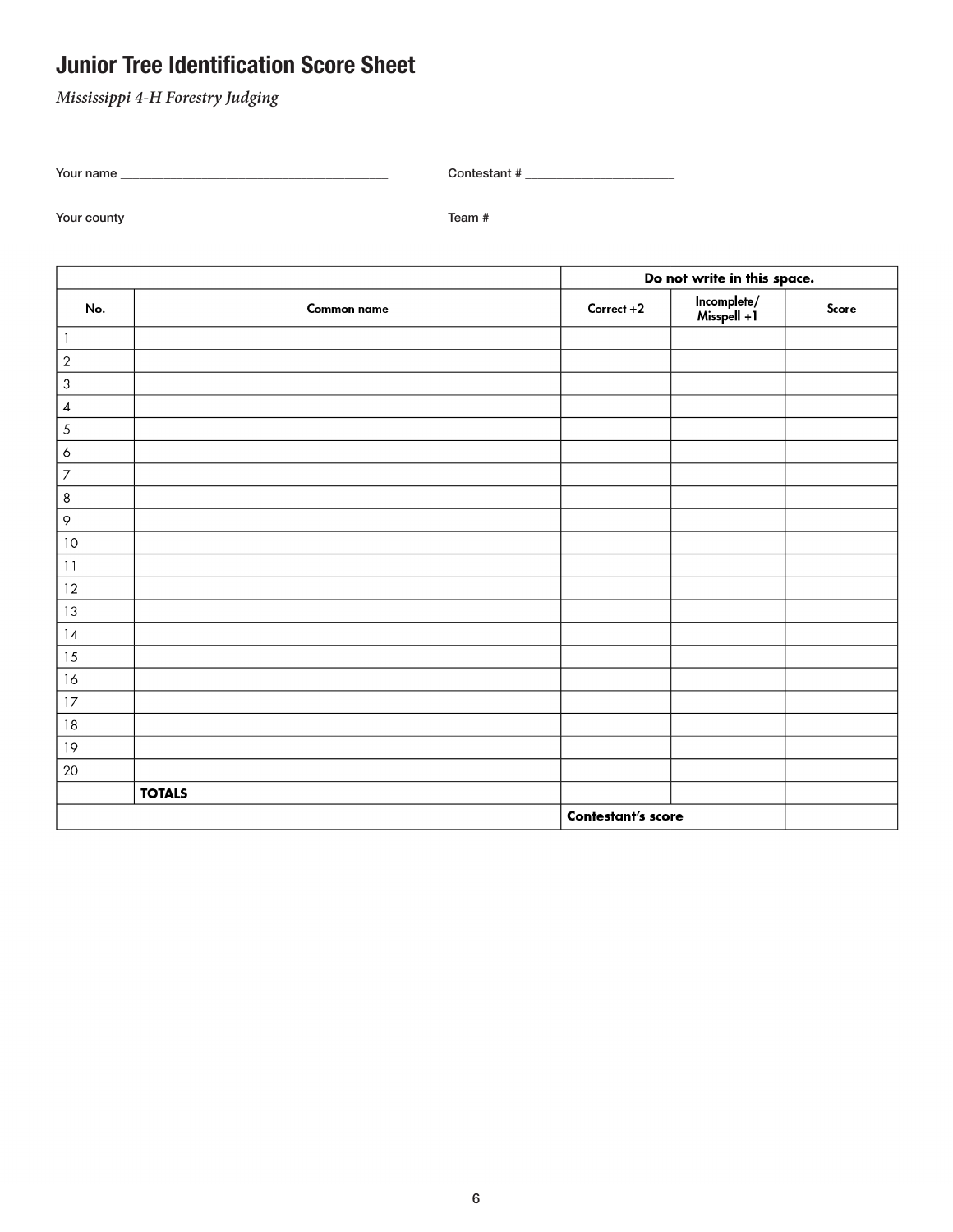## Junior Tree Identification Score Sheet

*Mississippi 4-H Forestry Judging*

Your name ______________________________________ Contestant # _____________________

Your county ______________________________________ Team # _____________________

| | | Do not write in this space. | | |
|---|---|---|---|---|
| No. | Common name | Correct +2 | Incomplete/ Misspell +1 | Score |
| 1 | | | | |
| 2 | | | | |
| 3 | | | | |
| 4 | | | | |
| 5 | | | | |
| 6 | | | | |
| 7 | | | | |
| 8 | | | | |
| 9 | | | | |
| 10 | | | | |
| 11 | | | | |
| 12 | | | | |
| 13 | | | | |
| 14 | | | | |
| 15 | | | | |
| 16 | | | | |
| 17 | | | | |
| 18 | | | | |
| 19 | | | | |
| 20 | | | | |
| | **TOTALS** | | | |
| | | **Contestant's score** | | |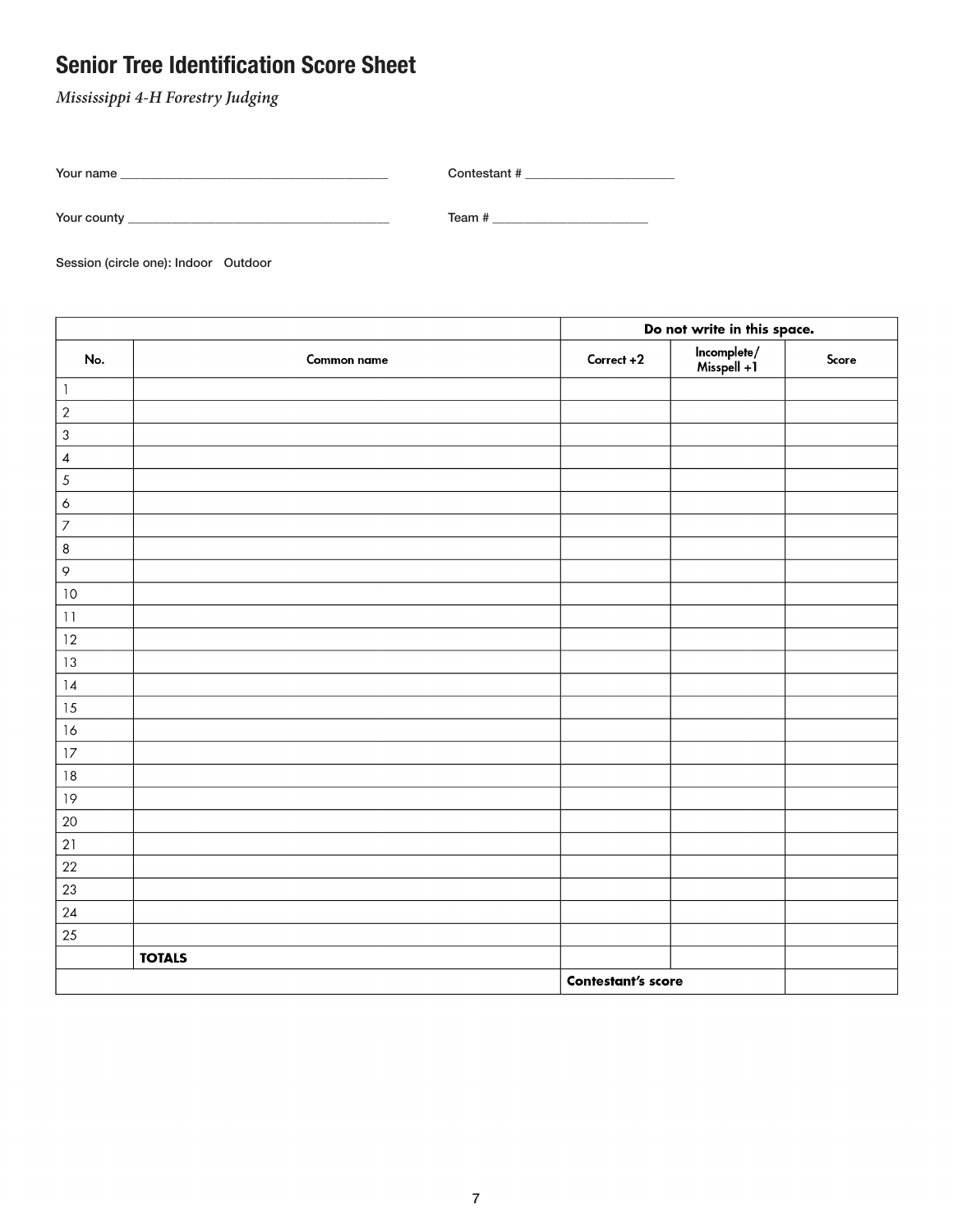# Senior Tree Identification Score Sheet

*Mississippi 4-H Forestry Judging*

Your name ________________________________________ Contestant # ______________________

Your county ________________________________________ Team # ______________________

Session (circle one): Indoor Outdoor

| | | Do not write in this space. | | |
|---|---|---|---|---|
| **No.** | **Common name** | **Correct +2** | **Incomplete/ Misspell +1** | **Score** |
| 1 | | | | |
| 2 | | | | |
| 3 | | | | |
| 4 | | | | |
| 5 | | | | |
| 6 | | | | |
| 7 | | | | |
| 8 | | | | |
| 9 | | | | |
| 10 | | | | |
| 11 | | | | |
| 12 | | | | |
| 13 | | | | |
| 14 | | | | |
| 15 | | | | |
| 16 | | | | |
| 17 | | | | |
| 18 | | | | |
| 19 | | | | |
| 20 | | | | |
| 21 | | | | |
| 22 | | | | |
| 23 | | | | |
| 24 | | | | |
| 25 | | | | |
| | **TOTALS** | | | |
| | | **Contestant's score** | | |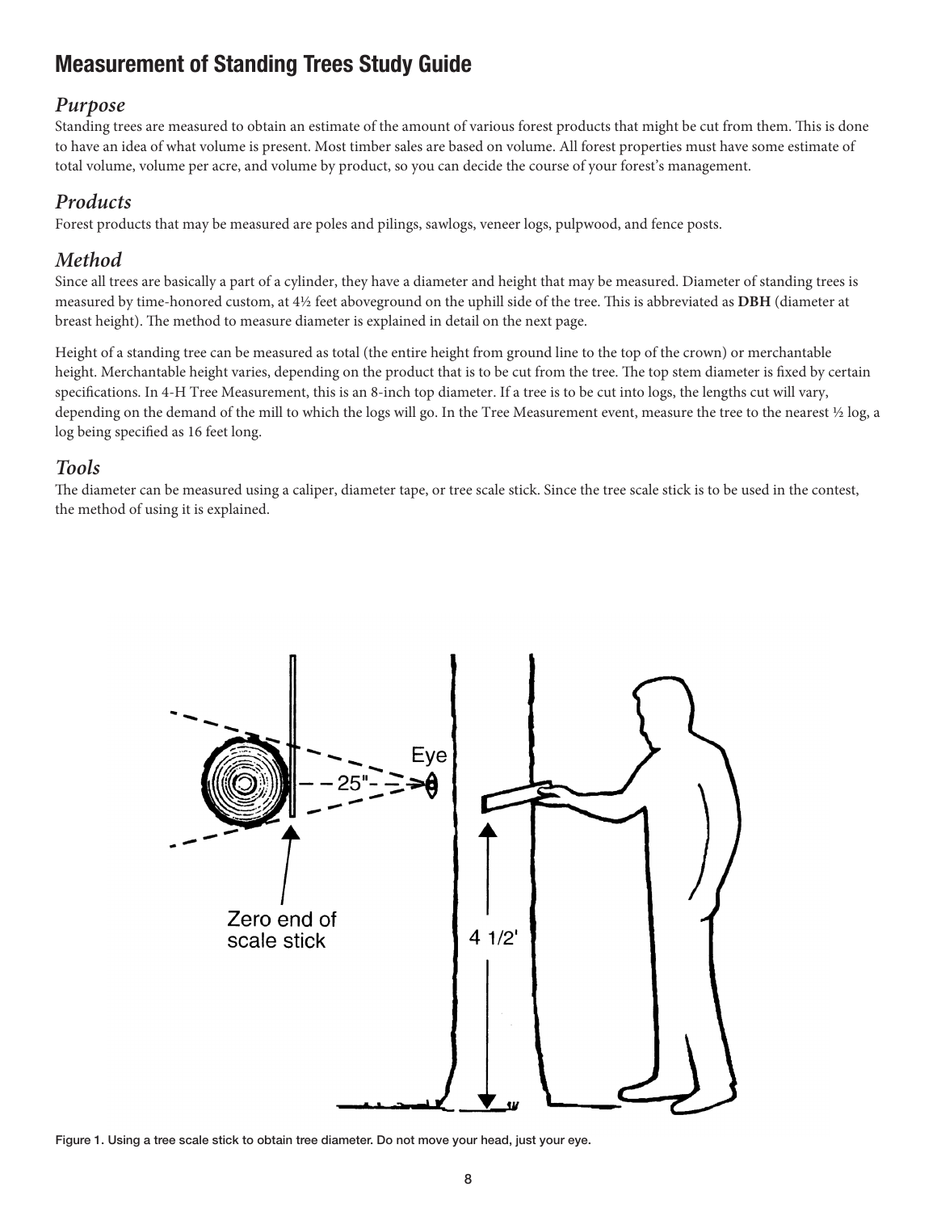# Measurement of Standing Trees Study Guide

## *Purpose*

Standing trees are measured to obtain an estimate of the amount of various forest products that might be cut from them. This is done to have an idea of what volume is present. Most timber sales are based on volume. All forest properties must have some estimate of total volume, volume per acre, and volume by product, so you can decide the course of your forest's management.

## *Products*

Forest products that may be measured are poles and pilings, sawlogs, veneer logs, pulpwood, and fence posts.

## *Method*

Since all trees are basically a part of a cylinder, they have a diameter and height that may be measured. Diameter of standing trees is measured by time-honored custom, at 4½ feet aboveground on the uphill side of the tree. This is abbreviated as **DBH** (diameter at breast height). The method to measure diameter is explained in detail on the next page.

Height of a standing tree can be measured as total (the entire height from ground line to the top of the crown) or merchantable height. Merchantable height varies, depending on the product that is to be cut from the tree. The top stem diameter is fixed by certain specifications. In 4-H Tree Measurement, this is an 8-inch top diameter. If a tree is to be cut into logs, the lengths cut will vary, depending on the demand of the mill to which the logs will go. In the Tree Measurement event, measure the tree to the nearest ½ log, a log being specified as 16 feet long.

## *Tools*

The diameter can be measured using a caliper, diameter tape, or tree scale stick. Since the tree scale stick is to be used in the contest, the method of using it is explained.

Figure 1. Using a tree scale stick to obtain tree diameter. Do not move your head, just your eye.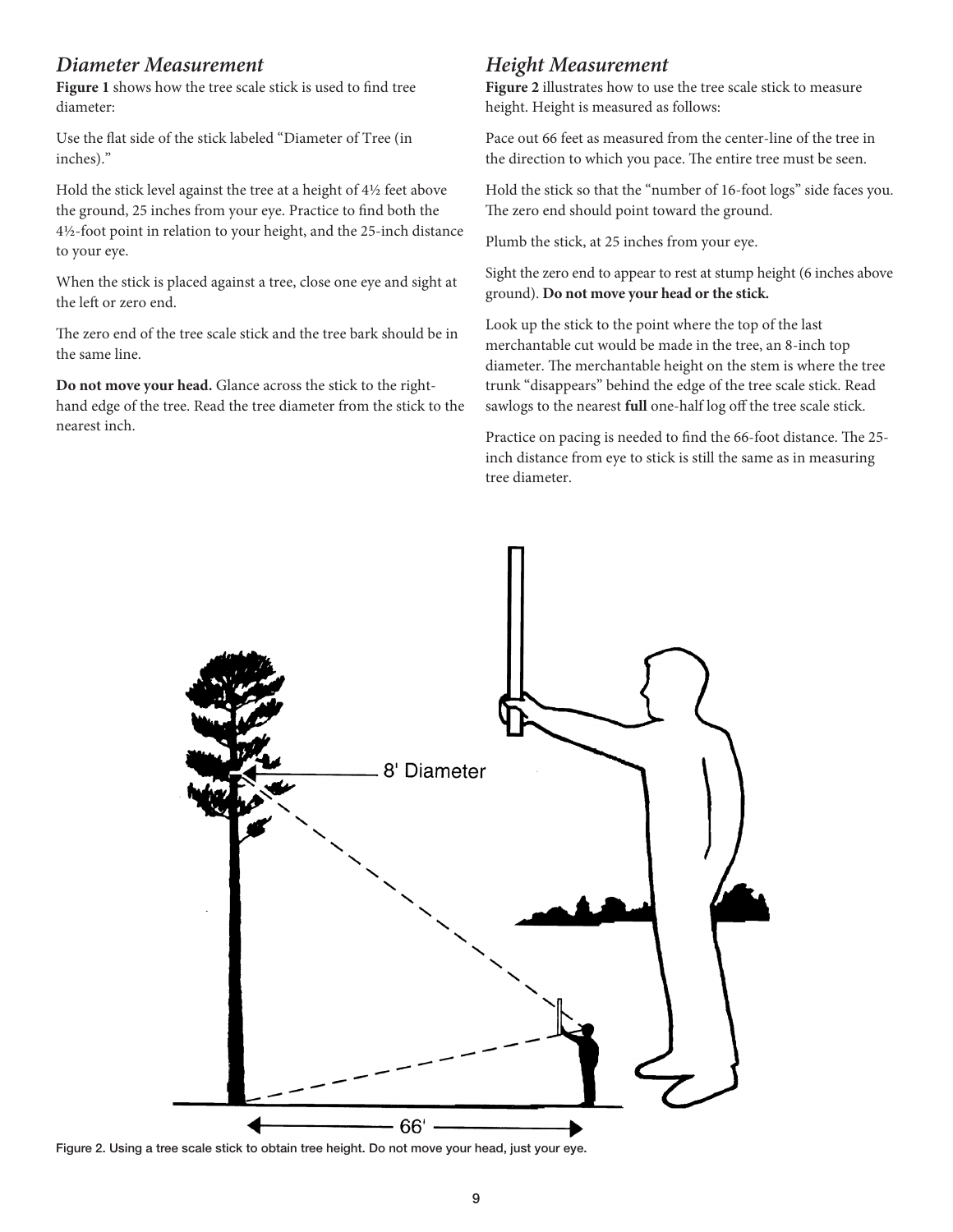## *Diameter Measurement*

**Figure 1** shows how the tree scale stick is used to find tree diameter:

Use the flat side of the stick labeled “Diameter of Tree (in inches).”

Hold the stick level against the tree at a height of 4½ feet above the ground, 25 inches from your eye. Practice to find both the 4½-foot point in relation to your height, and the 25-inch distance to your eye.

When the stick is placed against a tree, close one eye and sight at the left or zero end.

The zero end of the tree scale stick and the tree bark should be in the same line.

**Do not move your head.** Glance across the stick to the right-hand edge of the tree. Read the tree diameter from the stick to the nearest inch.

## *Height Measurement*

**Figure 2** illustrates how to use the tree scale stick to measure height. Height is measured as follows:

Pace out 66 feet as measured from the center-line of the tree in the direction to which you pace. The entire tree must be seen.

Hold the stick so that the “number of 16-foot logs” side faces you. The zero end should point toward the ground.

Plumb the stick, at 25 inches from your eye.

Sight the zero end to appear to rest at stump height (6 inches above ground). **Do not move your head or the stick.**

Look up the stick to the point where the top of the last merchantable cut would be made in the tree, an 8-inch top diameter. The merchantable height on the stem is where the tree trunk “disappears” behind the edge of the tree scale stick. Read sawlogs to the nearest **full** one-half log off the tree scale stick.

Practice on pacing is needed to find the 66-foot distance. The 25-inch distance from eye to stick is still the same as in measuring tree diameter.

8' Diameter

66'

Figure 2. Using a tree scale stick to obtain tree height. Do not move your head, just your eye.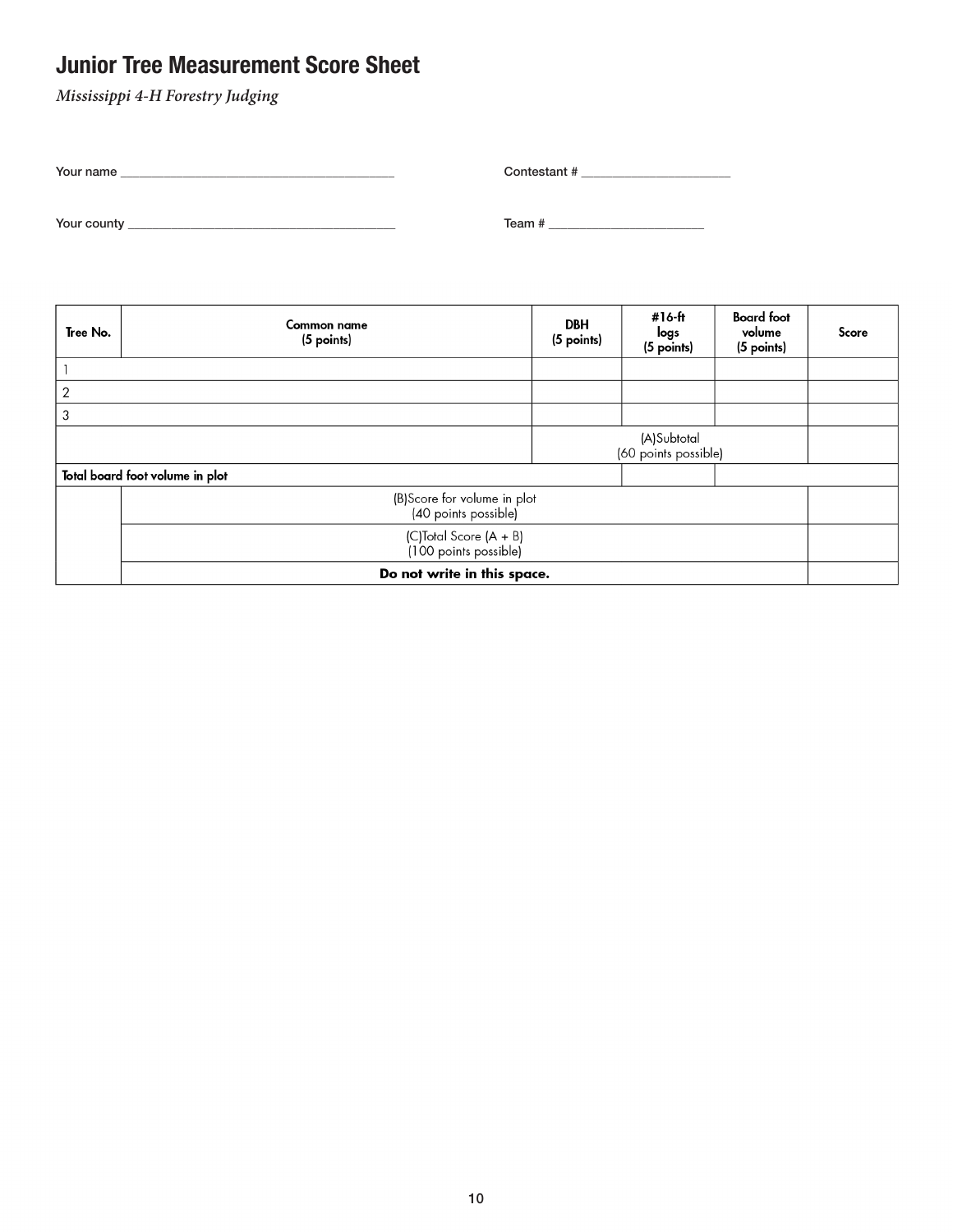# Junior Tree Measurement Score Sheet

*Mississippi 4-H Forestry Judging*

Your name ________________________________________ Contestant # ______________________

Your county ________________________________________ Team # ______________________

| Tree No. | Common name (5 points) | DBH (5 points) | #16-ft logs (5 points) | Board foot volume (5 points) | Score |
|---|---|---|---|---|---|
| 1 | | | | | |
| 2 | | | | | |
| 3 | | | | | |
| | | (A)Subtotal (60 points possible) | | | |
| **Total board foot volume in plot** | | | | | |
| | (B)Score for volume in plot (40 points possible) | | | | |
| | (C)Total Score (A + B) (100 points possible) | | | | |
| | **Do not write in this space.** | | | | |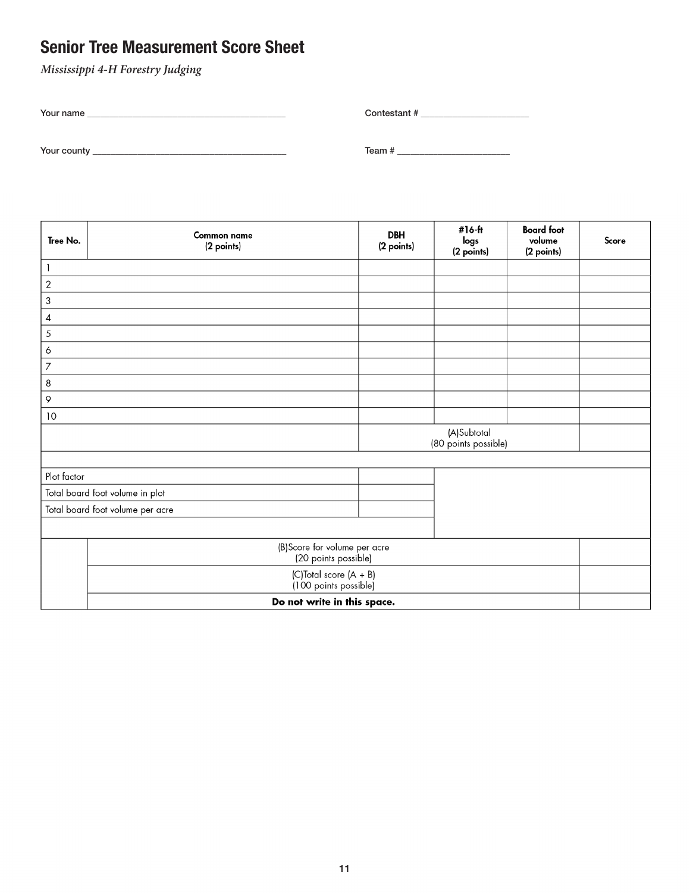# Senior Tree Measurement Score Sheet

*Mississippi 4-H Forestry Judging*

Your name ________________________________________ Contestant # ______________________

Your county ________________________________________ Team # ______________________

| Tree No. | Common name (2 points) | DBH (2 points) | #16-ft logs (2 points) | Board foot volume (2 points) | Score |
|---|---|---|---|---|---|
| 1 | | | | | |
| 2 | | | | | |
| 3 | | | | | |
| 4 | | | | | |
| 5 | | | | | |
| 6 | | | | | |
| 7 | | | | | |
| 8 | | | | | |
| 9 | | | | | |
| 10 | | | | | |
| | | (A)Subtotal (80 points possible) | | | |

| | |
|---|---|
| Plot factor | |
| Total board foot volume in plot | |
| Total board foot volume per acre | |

| | |
|---|---|
| (B)Score for volume per acre (20 points possible) | |
| (C)Total score (A + B) (100 points possible) | |
| **Do not write in this space.** | |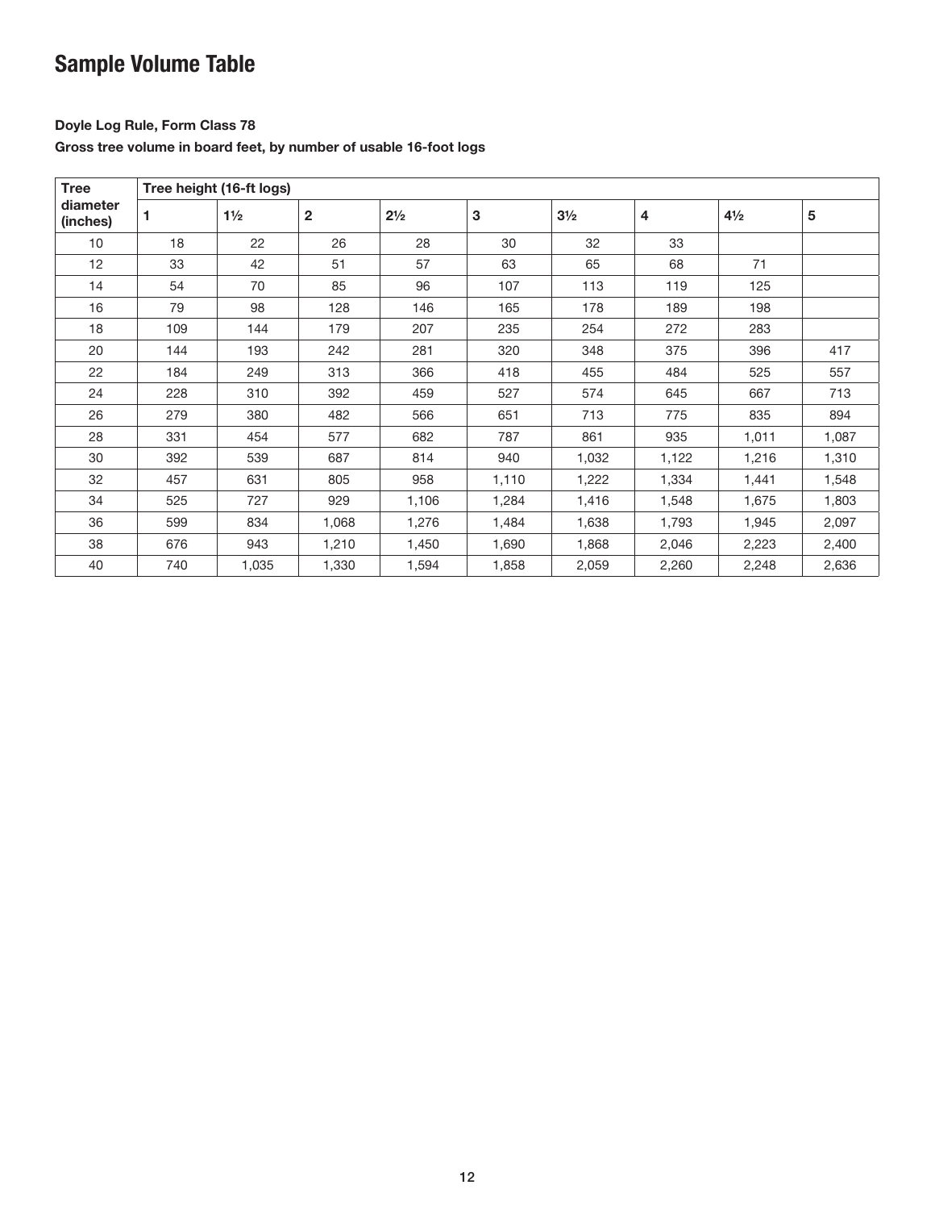# Sample Volume Table

**Doyle Log Rule, Form Class 78**

**Gross tree volume in board feet, by number of usable 16-foot logs**

| Tree diameter (inches) | Tree height (16-ft logs) | | | | | | | | |
|---|---|---|---|---|---|---|---|---|---|
| | 1 | 1½ | 2 | 2½ | 3 | 3½ | 4 | 4½ | 5 |
| 10 | 18 | 22 | 26 | 28 | 30 | 32 | 33 | | |
| 12 | 33 | 42 | 51 | 57 | 63 | 65 | 68 | 71 | |
| 14 | 54 | 70 | 85 | 96 | 107 | 113 | 119 | 125 | |
| 16 | 79 | 98 | 128 | 146 | 165 | 178 | 189 | 198 | |
| 18 | 109 | 144 | 179 | 207 | 235 | 254 | 272 | 283 | |
| 20 | 144 | 193 | 242 | 281 | 320 | 348 | 375 | 396 | 417 |
| 22 | 184 | 249 | 313 | 366 | 418 | 455 | 484 | 525 | 557 |
| 24 | 228 | 310 | 392 | 459 | 527 | 574 | 645 | 667 | 713 |
| 26 | 279 | 380 | 482 | 566 | 651 | 713 | 775 | 835 | 894 |
| 28 | 331 | 454 | 577 | 682 | 787 | 861 | 935 | 1,011 | 1,087 |
| 30 | 392 | 539 | 687 | 814 | 940 | 1,032 | 1,122 | 1,216 | 1,310 |
| 32 | 457 | 631 | 805 | 958 | 1,110 | 1,222 | 1,334 | 1,441 | 1,548 |
| 34 | 525 | 727 | 929 | 1,106 | 1,284 | 1,416 | 1,548 | 1,675 | 1,803 |
| 36 | 599 | 834 | 1,068 | 1,276 | 1,484 | 1,638 | 1,793 | 1,945 | 2,097 |
| 38 | 676 | 943 | 1,210 | 1,450 | 1,690 | 1,868 | 2,046 | 2,223 | 2,400 |
| 40 | 740 | 1,035 | 1,330 | 1,594 | 1,858 | 2,059 | 2,260 | 2,248 | 2,636 |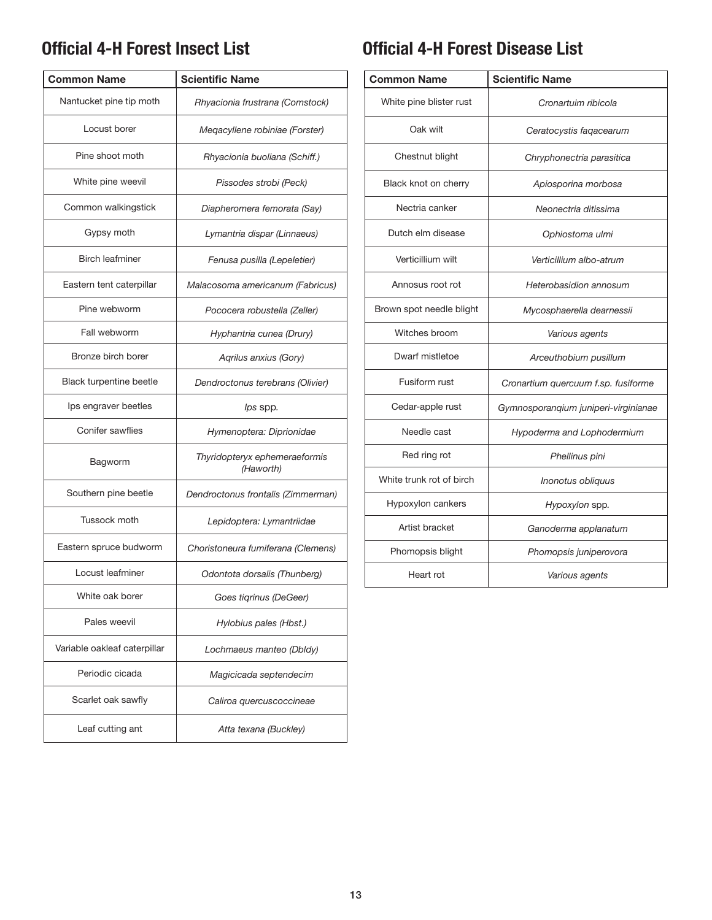## Official 4-H Forest Insect List

| Common Name | Scientific Name |
|---|---|
| Nantucket pine tip moth | *Rhyacionia frustrana (Comstock)* |
| Locust borer | *Meqacyllene robiniae (Forster)* |
| Pine shoot moth | *Rhyacionia buoliana (Schiff.)* |
| White pine weevil | *Pissodes strobi (Peck)* |
| Common walkingstick | *Diapheromera femorata (Say)* |
| Gypsy moth | *Lymantria dispar (Linnaeus)* |
| Birch leafminer | *Fenusa pusilla (Lepeletier)* |
| Eastern tent caterpillar | *Malacosoma americanum (Fabricus)* |
| Pine webworm | *Pococera robustella (Zeller)* |
| Fall webworm | *Hyphantria cunea (Drury)* |
| Bronze birch borer | *Aqrilus anxius (Gory)* |
| Black turpentine beetle | *Dendroctonus terebrans (Olivier)* |
| Ips engraver beetles | *Ips* spp. |
| Conifer sawflies | *Hymenoptera: Diprionidae* |
| Bagworm | *Thyridopteryx ephemeraeformis (Haworth)* |
| Southern pine beetle | *Dendroctonus frontalis (Zimmerman)* |
| Tussock moth | *Lepidoptera: Lymantriidae* |
| Eastern spruce budworm | *Choristoneura fumiferana (Clemens)* |
| Locust leafminer | *Odontota dorsalis (Thunberg)* |
| White oak borer | *Goes tiqrinus (DeGeer)* |
| Pales weevil | *Hylobius pales (Hbst.)* |
| Variable oakleaf caterpillar | *Lochmaeus manteo (Dbldy)* |
| Periodic cicada | *Magicicada septendecim* |
| Scarlet oak sawfly | *Caliroa quercuscoccineae* |
| Leaf cutting ant | *Atta texana (Buckley)* |

## Official 4-H Forest Disease List

| Common Name | Scientific Name |
|---|---|
| White pine blister rust | *Cronartuim ribicola* |
| Oak wilt | *Ceratocystis faqacearum* |
| Chestnut blight | *Chryphonectria parasitica* |
| Black knot on cherry | *Apiosporina morbosa* |
| Nectria canker | *Neonectria ditissima* |
| Dutch elm disease | *Ophiostoma ulmi* |
| Verticillium wilt | *Verticillium albo-atrum* |
| Annosus root rot | *Heterobasidion annosum* |
| Brown spot needle blight | *Mycosphaerella dearnessii* |
| Witches broom | *Various agents* |
| Dwarf mistletoe | *Arceuthobium pusillum* |
| Fusiform rust | *Cronartium quercuum f.sp. fusiforme* |
| Cedar-apple rust | *Gymnosporanqium juniperi-virginianae* |
| Needle cast | *Hypoderma and Lophodermium* |
| Red ring rot | *Phellinus pini* |
| White trunk rot of birch | *Inonotus obliquus* |
| Hypoxylon cankers | *Hypoxylon* spp. |
| Artist bracket | *Ganoderma applanatum* |
| Phomopsis blight | *Phomopsis juniperovora* |
| Heart rot | *Various agents* |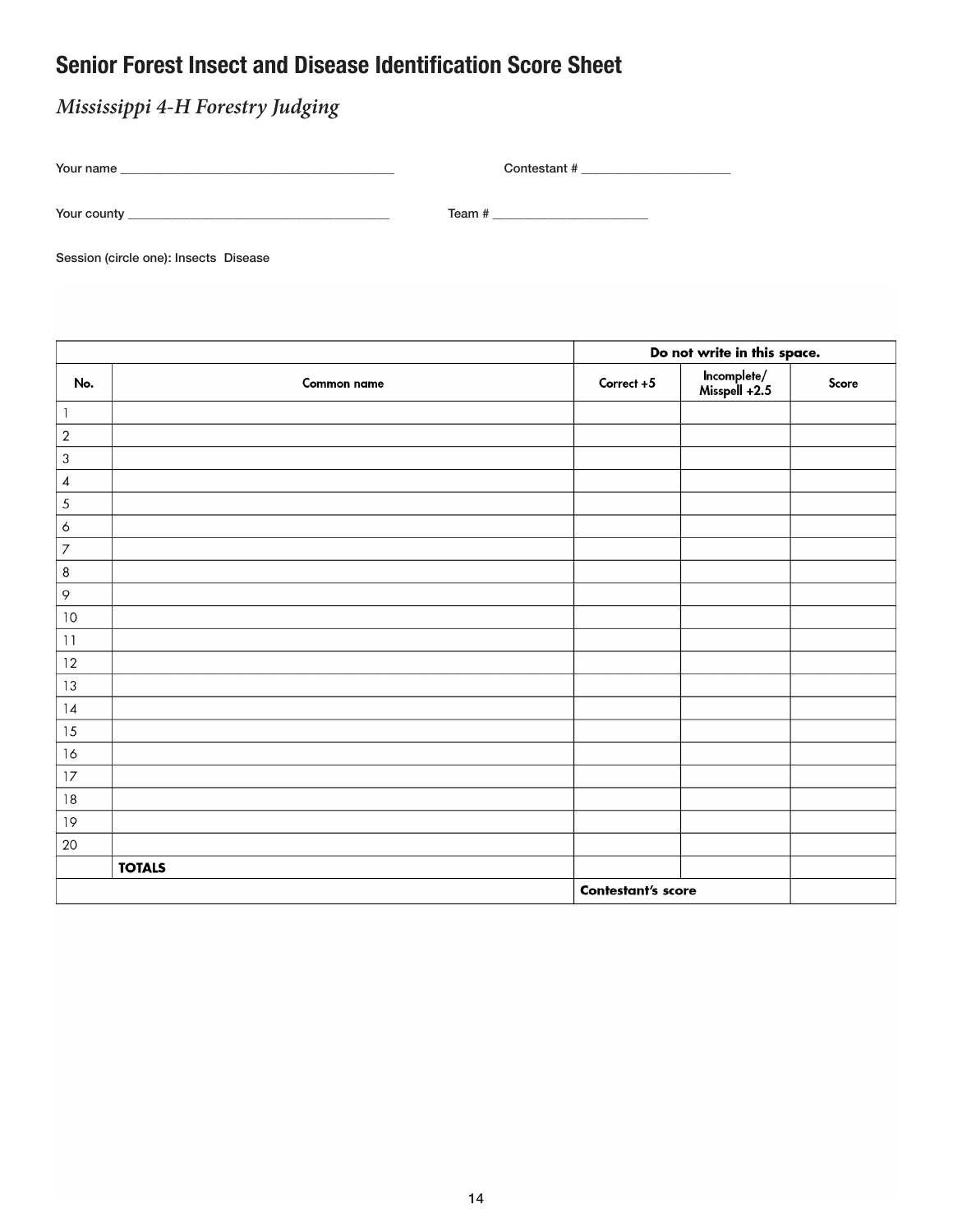# Senior Forest Insect and Disease Identification Score Sheet

*Mississippi 4-H Forestry Judging*

Your name ________________________________________ Contestant # ______________________

Your county ______________________________________ Team # _______________________

Session (circle one): Insects Disease

| | | Do not write in this space. | | |
|---|---|---|---|---|
| **No.** | **Common name** | **Correct +5** | **Incomplete/ Misspell +2.5** | **Score** |
| 1 | | | | |
| 2 | | | | |
| 3 | | | | |
| 4 | | | | |
| 5 | | | | |
| 6 | | | | |
| 7 | | | | |
| 8 | | | | |
| 9 | | | | |
| 10 | | | | |
| 11 | | | | |
| 12 | | | | |
| 13 | | | | |
| 14 | | | | |
| 15 | | | | |
| 16 | | | | |
| 17 | | | | |
| 18 | | | | |
| 19 | | | | |
| 20 | | | | |
| | **TOTALS** | | | |
| | | **Contestant's score** | | |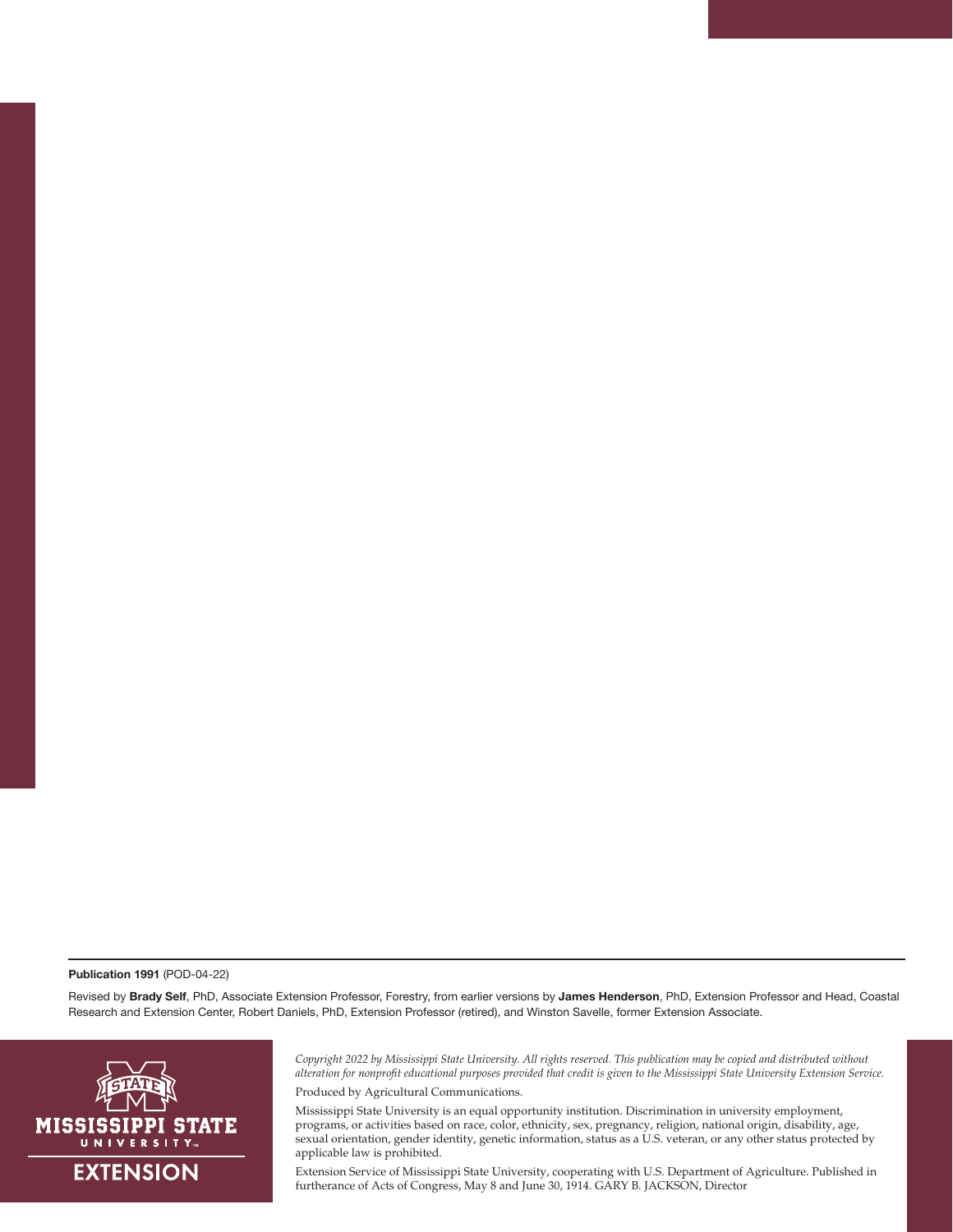**Publication 1991** (POD-04-22)

Revised by **Brady Self**, PhD, Associate Extension Professor, Forestry, from earlier versions by **James Henderson**, PhD, Extension Professor and Head, Coastal Research and Extension Center, Robert Daniels, PhD, Extension Professor (retired), and Winston Savelle, former Extension Associate.

MISSISSIPPI STATE UNIVERSITY™ EXTENSION

*Copyright 2022 by Mississippi State University. All rights reserved. This publication may be copied and distributed without alteration for nonprofit educational purposes provided that credit is given to the Mississippi State University Extension Service.*

Produced by Agricultural Communications.

Mississippi State University is an equal opportunity institution. Discrimination in university employment, programs, or activities based on race, color, ethnicity, sex, pregnancy, religion, national origin, disability, age, sexual orientation, gender identity, genetic information, status as a U.S. veteran, or any other status protected by applicable law is prohibited.

Extension Service of Mississippi State University, cooperating with U.S. Department of Agriculture. Published in furtherance of Acts of Congress, May 8 and June 30, 1914. GARY B. JACKSON, Director